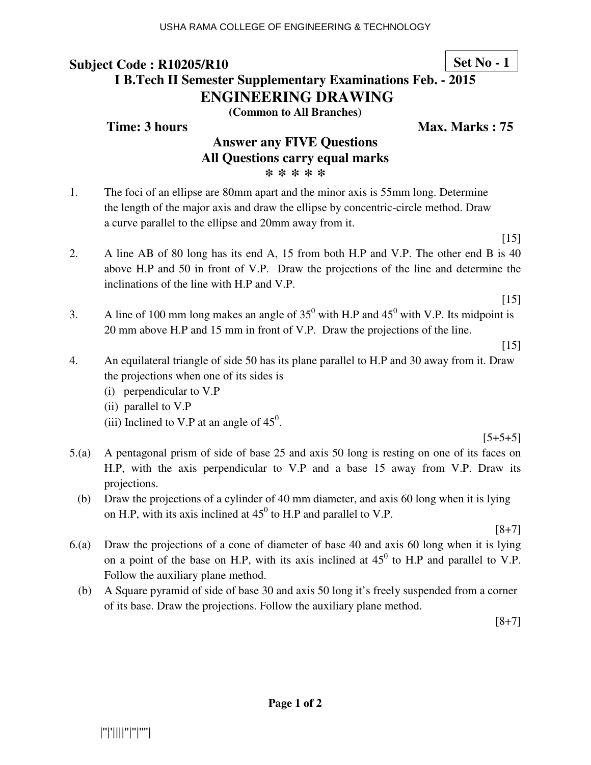**Subject Code : R10205/R10** **Set No - 1**

**I B.Tech II Semester Supplementary Examinations Feb. - 2015**

# ENGINEERING DRAWING

**(Common to All Branches)**

**Time: 3 hours** **Max. Marks : 75**

**Answer any FIVE Questions**
**All Questions carry equal marks**
**\* \* \* \* \***

1. The foci of an ellipse are 80mm apart and the minor axis is 55mm long. Determine the length of the major axis and draw the ellipse by concentric-circle method. Draw a curve parallel to the ellipse and 20mm away from it.
[15]

2. A line AB of 80 long has its end A, 15 from both H.P and V.P. The other end B is 40 above H.P and 50 in front of V.P. Draw the projections of the line and determine the inclinations of the line with H.P and V.P.
[15]

3. A line of 100 mm long makes an angle of $35^0$ with H.P and $45^0$ with V.P. Its midpoint is 20 mm above H.P and 15 mm in front of V.P. Draw the projections of the line.
[15]

4. An equilateral triangle of side 50 has its plane parallel to H.P and 30 away from it. Draw the projections when one of its sides is
   (i) perpendicular to V.P
   (ii) parallel to V.P
   (iii) Inclined to V.P at an angle of $45^0$.
[5+5+5]

5.(a) A pentagonal prism of side of base 25 and axis 50 long is resting on one of its faces on H.P, with the axis perpendicular to V.P and a base 15 away from V.P. Draw its projections.
(b) Draw the projections of a cylinder of 40 mm diameter, and axis 60 long when it is lying on H.P, with its axis inclined at $45^0$ to H.P and parallel to V.P.
[8+7]

6.(a) Draw the projections of a cone of diameter of base 40 and axis 60 long when it is lying on a point of the base on H.P, with its axis inclined at $45^0$ to H.P and parallel to V.P. Follow the auxiliary plane method.
(b) A Square pyramid of side of base 30 and axis 50 long it's freely suspended from a corner of its base. Draw the projections. Follow the auxiliary plane method.
[8+7]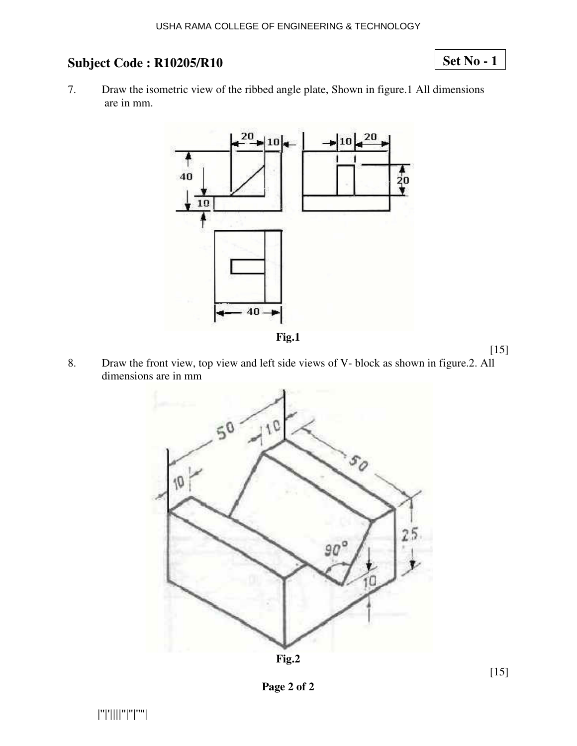## Subject Code : R10205/R10

**Set No - 1**

7. Draw the isometric view of the ribbed angle plate, Shown in figure.1 All dimensions are in mm.

**Fig.1**

[15]

8. Draw the front view, top view and left side views of V- block as shown in figure.2. All dimensions are in mm

**Fig.2**

[15]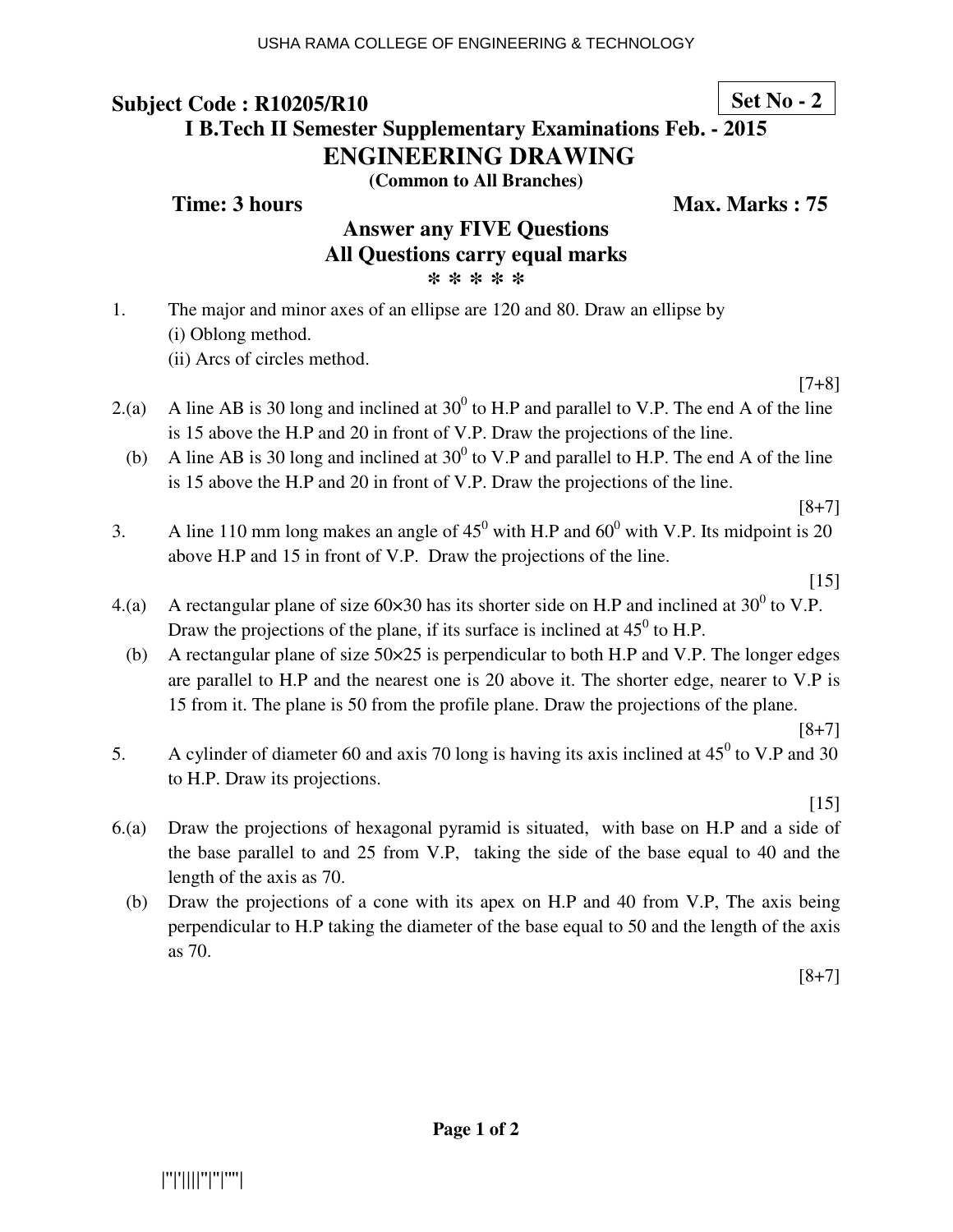USHA RAMA COLLEGE OF ENGINEERING & TECHNOLOGY

**Subject Code : R10205/R10** **Set No - 2**

## I B.Tech II Semester Supplementary Examinations Feb. - 2015

# ENGINEERING DRAWING

**(Common to All Branches)**

**Time: 3 hours** **Max. Marks : 75**

**Answer any FIVE Questions**

**All Questions carry equal marks**

**\* \* \* \* \***

1. The major and minor axes of an ellipse are 120 and 80. Draw an ellipse by
   (i) Oblong method.
   (ii) Arcs of circles method.

   [7+8]

2.(a) A line AB is 30 long and inclined at $30^0$ to H.P and parallel to V.P. The end A of the line is 15 above the H.P and 20 in front of V.P. Draw the projections of the line.

(b) A line AB is 30 long and inclined at $30^0$ to V.P and parallel to H.P. The end A of the line is 15 above the H.P and 20 in front of V.P. Draw the projections of the line.

[8+7]

3. A line 110 mm long makes an angle of $45^0$ with H.P and $60^0$ with V.P. Its midpoint is 20 above H.P and 15 in front of V.P. Draw the projections of the line.

   [15]

4.(a) A rectangular plane of size 60×30 has its shorter side on H.P and inclined at $30^0$ to V.P. Draw the projections of the plane, if its surface is inclined at $45^0$ to H.P.

(b) A rectangular plane of size 50×25 is perpendicular to both H.P and V.P. The longer edges are parallel to H.P and the nearest one is 20 above it. The shorter edge, nearer to V.P is 15 from it. The plane is 50 from the profile plane. Draw the projections of the plane.

[8+7]

5. A cylinder of diameter 60 and axis 70 long is having its axis inclined at $45^0$ to V.P and 30 to H.P. Draw its projections.

   [15]

6.(a) Draw the projections of hexagonal pyramid is situated, with base on H.P and a side of the base parallel to and 25 from V.P, taking the side of the base equal to 40 and the length of the axis as 70.

(b) Draw the projections of a cone with its apex on H.P and 40 from V.P, The axis being perpendicular to H.P taking the diameter of the base equal to 50 and the length of the axis as 70.

[8+7]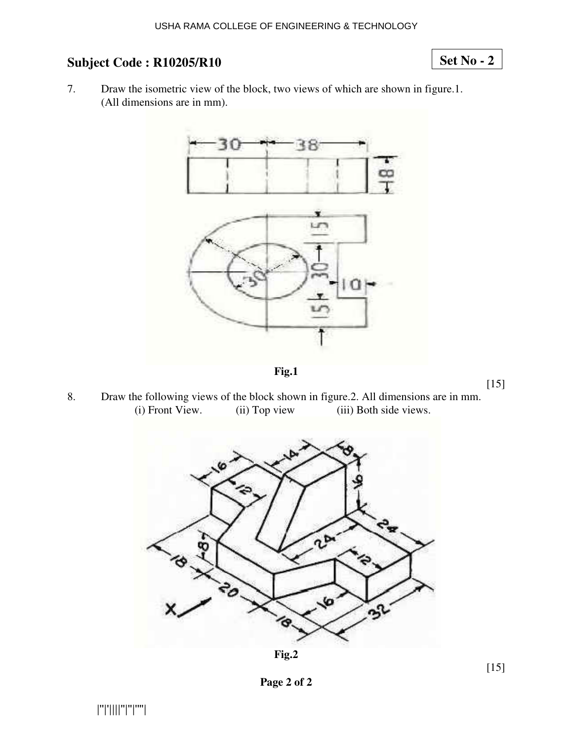## Subject Code : R10205/R10

**Set No - 2**

7. Draw the isometric view of the block, two views of which are shown in figure.1. (All dimensions are in mm).

**Fig.1**

[15]

8. Draw the following views of the block shown in figure.2. All dimensions are in mm.
   (i) Front View. (ii) Top view (iii) Both side views.

**Fig.2**

[15]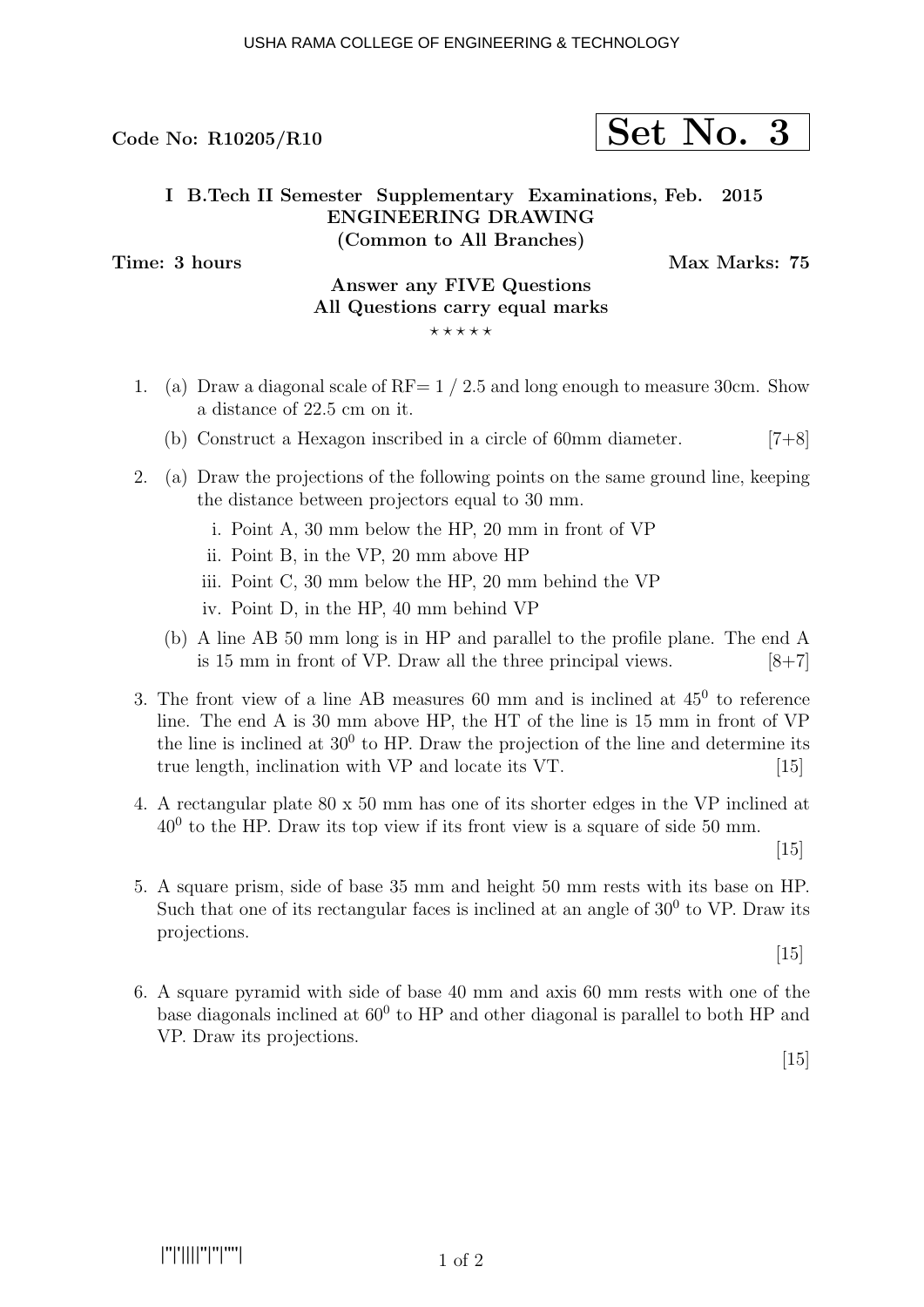USHA RAMA COLLEGE OF ENGINEERING & TECHNOLOGY

**Code No: R10205/R10** **Set No. 3**

### I B.Tech II Semester Supplementary Examinations, Feb. 2015
### ENGINEERING DRAWING
### (Common to All Branches)

**Time: 3 hours** **Max Marks: 75**

**Answer any FIVE Questions**
**All Questions carry equal marks**

⋆ ⋆ ⋆ ⋆ ⋆

1. (a) Draw a diagonal scale of RF= 1 / 2.5 and long enough to measure 30cm. Show a distance of 22.5 cm on it.

   (b) Construct a Hexagon inscribed in a circle of 60mm diameter. [7+8]

2. (a) Draw the projections of the following points on the same ground line, keeping the distance between projectors equal to 30 mm.

   i. Point A, 30 mm below the HP, 20 mm in front of VP
   ii. Point B, in the VP, 20 mm above HP
   iii. Point C, 30 mm below the HP, 20 mm behind the VP
   iv. Point D, in the HP, 40 mm behind VP

   (b) A line AB 50 mm long is in HP and parallel to the profile plane. The end A is 15 mm in front of VP. Draw all the three principal views. [8+7]

3. The front view of a line AB measures 60 mm and is inclined at $45^0$ to reference line. The end A is 30 mm above HP, the HT of the line is 15 mm in front of VP the line is inclined at $30^0$ to HP. Draw the projection of the line and determine its true length, inclination with VP and locate its VT. [15]

4. A rectangular plate 80 x 50 mm has one of its shorter edges in the VP inclined at $40^0$ to the HP. Draw its top view if its front view is a square of side 50 mm. [15]

5. A square prism, side of base 35 mm and height 50 mm rests with its base on HP. Such that one of its rectangular faces is inclined at an angle of $30^0$ to VP. Draw its projections. [15]

6. A square pyramid with side of base 40 mm and axis 60 mm rests with one of the base diagonals inclined at $60^0$ to HP and other diagonal is parallel to both HP and VP. Draw its projections. [15]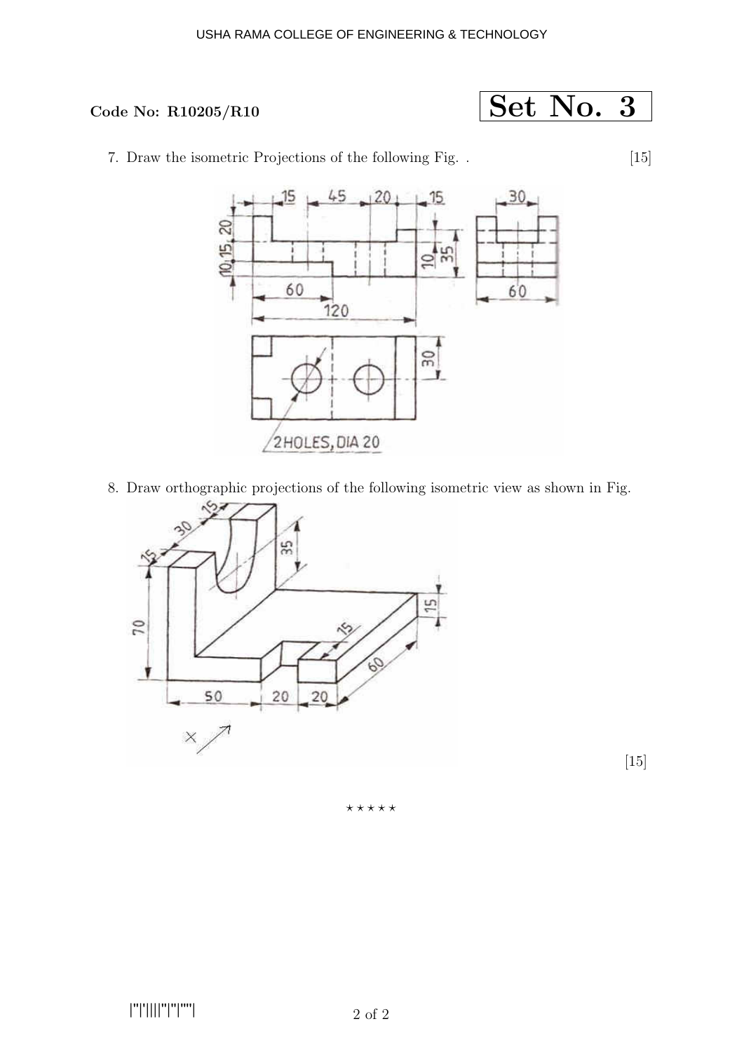**Code No: R10205/R10**

**Set No. 3**

7. Draw the isometric Projections of the following Fig. . [15]

8. Draw orthographic projections of the following isometric view as shown in Fig. [15]

⋆ ⋆ ⋆ ⋆ ⋆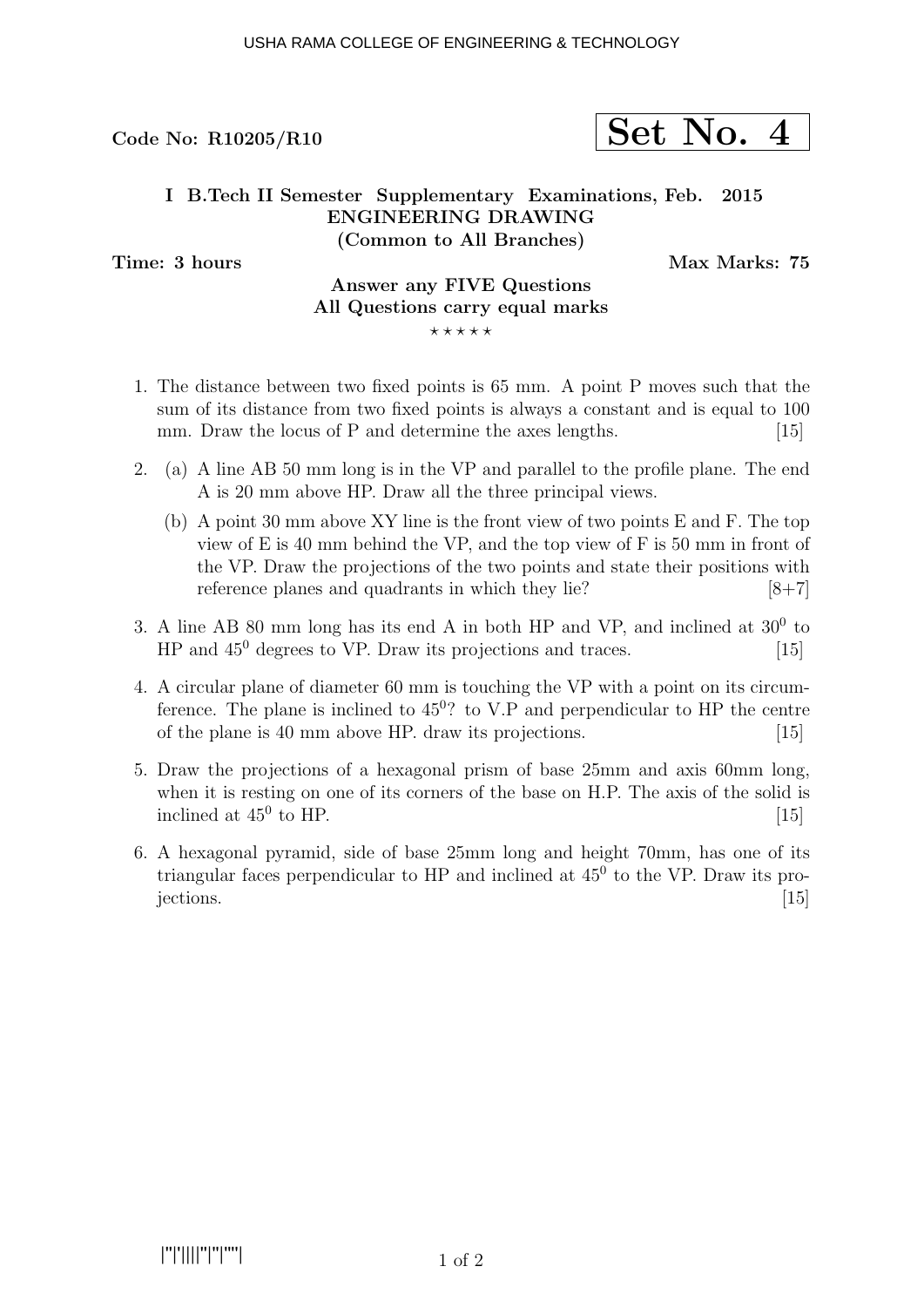Code No: R10205/R10

**Set No. 4**

**I B.Tech II Semester Supplementary Examinations, Feb. 2015**
**ENGINEERING DRAWING**
**(Common to All Branches)**

**Time: 3 hours** **Max Marks: 75**

**Answer any FIVE Questions**
**All Questions carry equal marks**
⋆⋆⋆⋆⋆

1. The distance between two fixed points is 65 mm. A point P moves such that the sum of its distance from two fixed points is always a constant and is equal to 100 mm. Draw the locus of P and determine the axes lengths. [15]

2. (a) A line AB 50 mm long is in the VP and parallel to the profile plane. The end A is 20 mm above HP. Draw all the three principal views.

   (b) A point 30 mm above XY line is the front view of two points E and F. The top view of E is 40 mm behind the VP, and the top view of F is 50 mm in front of the VP. Draw the projections of the two points and state their positions with reference planes and quadrants in which they lie? [8+7]

3. A line AB 80 mm long has its end A in both HP and VP, and inclined at $30^0$ to HP and $45^0$ degrees to VP. Draw its projections and traces. [15]

4. A circular plane of diameter 60 mm is touching the VP with a point on its circumference. The plane is inclined to $45^0$? to V.P and perpendicular to HP the centre of the plane is 40 mm above HP. draw its projections. [15]

5. Draw the projections of a hexagonal prism of base 25mm and axis 60mm long, when it is resting on one of its corners of the base on H.P. The axis of the solid is inclined at $45^0$ to HP. [15]

6. A hexagonal pyramid, side of base 25mm long and height 70mm, has one of its triangular faces perpendicular to HP and inclined at $45^0$ to the VP. Draw its projections. [15]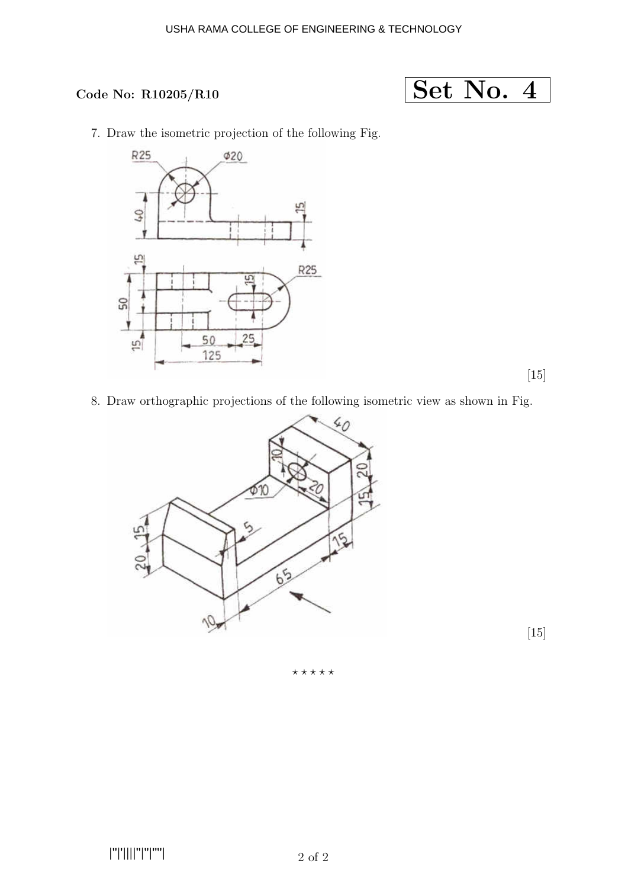Code No: R10205/R10

**Set No. 4**

7. Draw the isometric projection of the following Fig.

R25
Φ20
40
15
15
R25
50
15
15
50
25
125

[15]

8. Draw orthographic projections of the following isometric view as shown in Fig.

40
10
20
Φ10
20
15
15
5
15
20
65
10

[15]

⋆ ⋆ ⋆ ⋆ ⋆